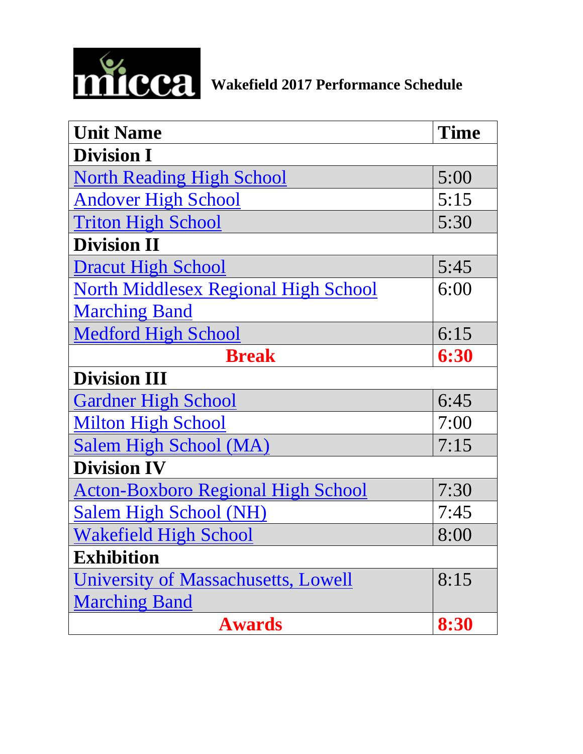# micca Wakefield 2017 Performance Schedule

| Unit Name | Time |
|---|---|
| **Division I** | |
| North Reading High School | 5:00 |
| Andover High School | 5:15 |
| Triton High School | 5:30 |
| **Division II** | |
| Dracut High School | 5:45 |
| North Middlesex Regional High School Marching Band | 6:00 |
| Medford High School | 6:15 |
| **Break** | **6:30** |
| **Division III** | |
| Gardner High School | 6:45 |
| Milton High School | 7:00 |
| Salem High School (MA) | 7:15 |
| **Division IV** | |
| Acton-Boxboro Regional High School | 7:30 |
| Salem High School (NH) | 7:45 |
| Wakefield High School | 8:00 |
| **Exhibition** | |
| University of Massachusetts, Lowell Marching Band | 8:15 |
| **Awards** | **8:30** |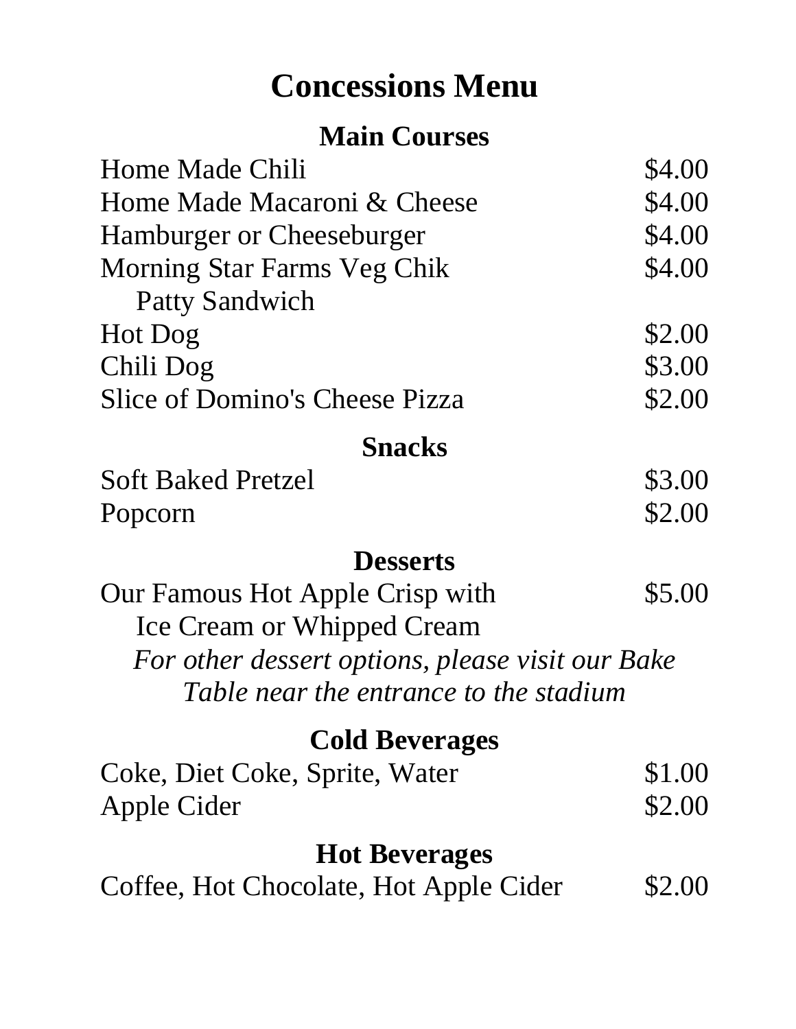# Concessions Menu

## Main Courses

| Item | Price |
|---|---|
| Home Made Chili | $4.00 |
| Home Made Macaroni & Cheese | $4.00 |
| Hamburger or Cheeseburger | $4.00 |
| Morning Star Farms Veg Chik Patty Sandwich | $4.00 |
| Hot Dog | $2.00 |
| Chili Dog | $3.00 |
| Slice of Domino's Cheese Pizza | $2.00 |

## Snacks

| Item | Price |
|---|---|
| Soft Baked Pretzel | $3.00 |
| Popcorn | $2.00 |

## Desserts

| Item | Price |
|---|---|
| Our Famous Hot Apple Crisp with Ice Cream or Whipped Cream | $5.00 |

*For other dessert options, please visit our Bake Table near the entrance to the stadium*

## Cold Beverages

| Item | Price |
|---|---|
| Coke, Diet Coke, Sprite, Water | $1.00 |
| Apple Cider | $2.00 |

## Hot Beverages

| Item | Price |
|---|---|
| Coffee, Hot Chocolate, Hot Apple Cider | $2.00 |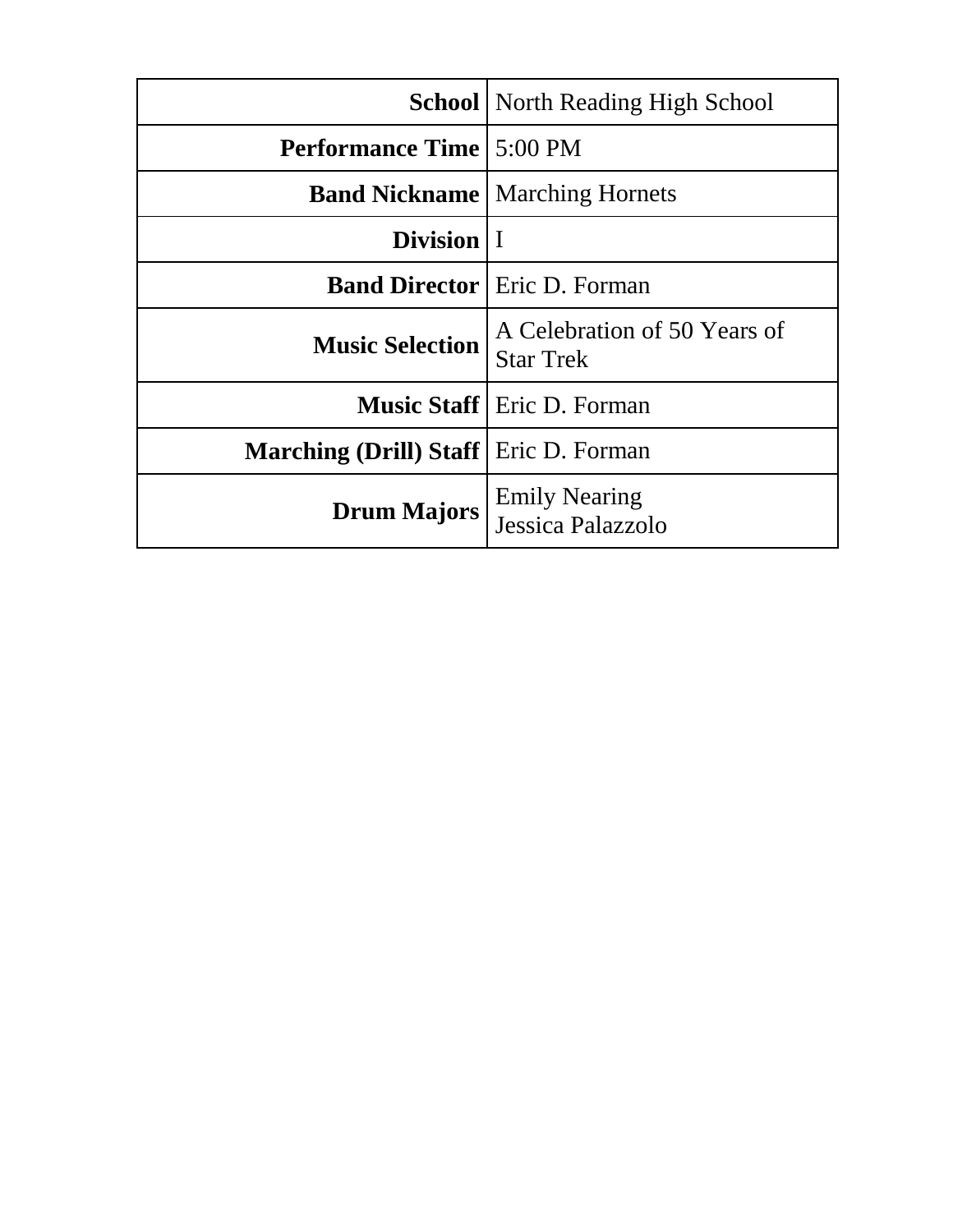| **School** | North Reading High School |
| ---: | --- |
| **Performance Time** | 5:00 PM |
| **Band Nickname** | Marching Hornets |
| **Division** | I |
| **Band Director** | Eric D. Forman |
| **Music Selection** | A Celebration of 50 Years of Star Trek |
| **Music Staff** | Eric D. Forman |
| **Marching (Drill) Staff** | Eric D. Forman |
| **Drum Majors** | Emily Nearing<br>Jessica Palazzolo |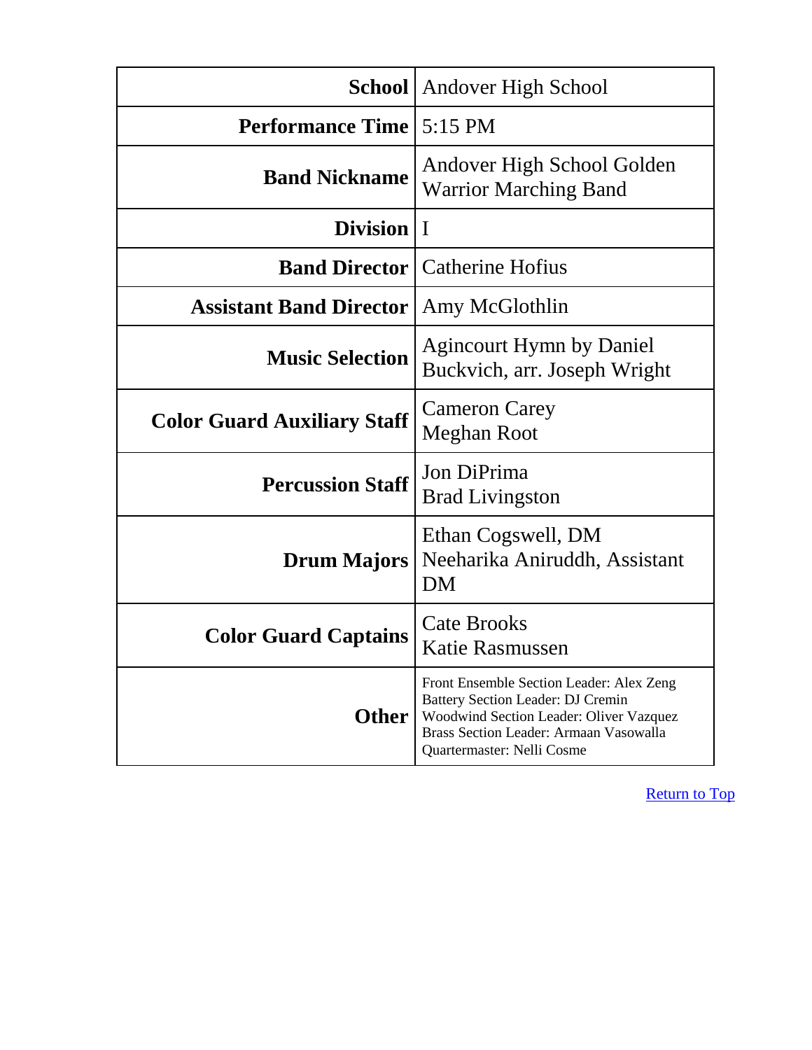| | |
|---:|---|
| **School** | Andover High School |
| **Performance Time** | 5:15 PM |
| **Band Nickname** | Andover High School Golden Warrior Marching Band |
| **Division** | I |
| **Band Director** | Catherine Hofius |
| **Assistant Band Director** | Amy McGlothlin |
| **Music Selection** | Agincourt Hymn by Daniel Buckvich, arr. Joseph Wright |
| **Color Guard Auxiliary Staff** | Cameron Carey<br>Meghan Root |
| **Percussion Staff** | Jon DiPrima<br>Brad Livingston |
| **Drum Majors** | Ethan Cogswell, DM<br>Neeharika Aniruddh, Assistant DM |
| **Color Guard Captains** | Cate Brooks<br>Katie Rasmussen |
| **Other** | Front Ensemble Section Leader: Alex Zeng<br>Battery Section Leader: DJ Cremin<br>Woodwind Section Leader: Oliver Vazquez<br>Brass Section Leader: Armaan Vasowalla<br>Quartermaster: Nelli Cosme |

Return to Top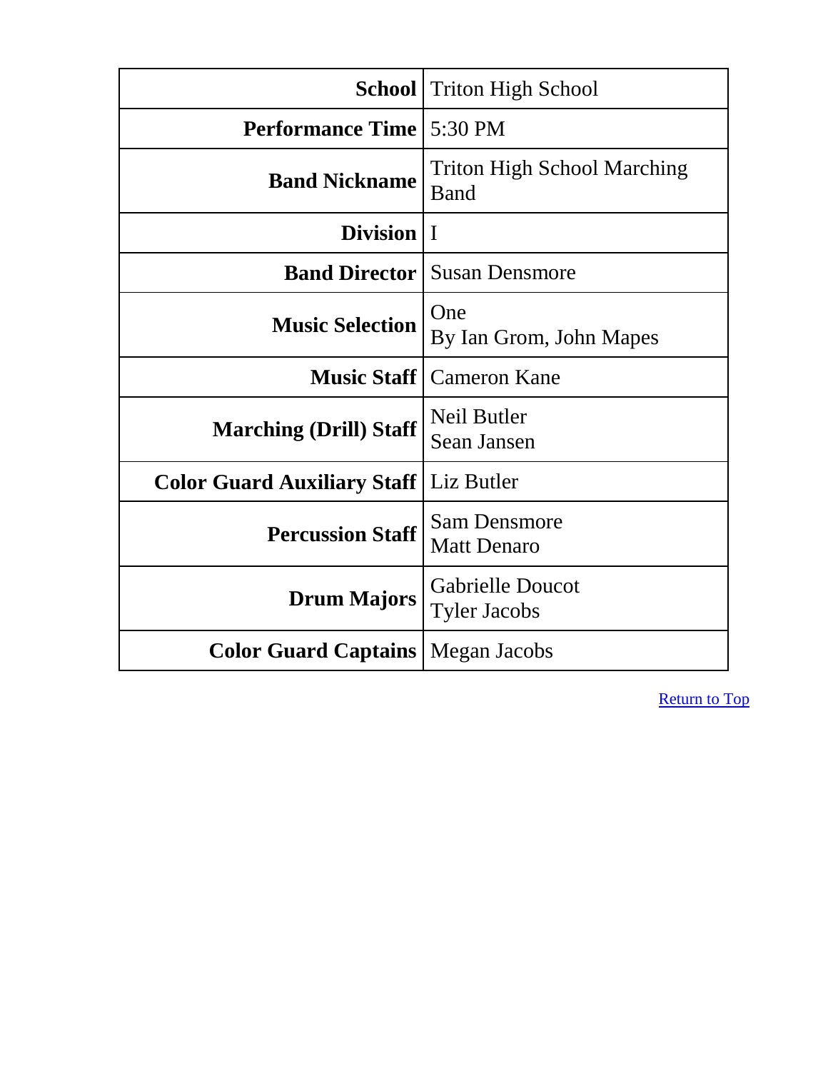| | |
|---|---|
| **School** | Triton High School |
| **Performance Time** | 5:30 PM |
| **Band Nickname** | Triton High School Marching Band |
| **Division** | I |
| **Band Director** | Susan Densmore |
| **Music Selection** | One<br>By Ian Grom, John Mapes |
| **Music Staff** | Cameron Kane |
| **Marching (Drill) Staff** | Neil Butler<br>Sean Jansen |
| **Color Guard Auxiliary Staff** | Liz Butler |
| **Percussion Staff** | Sam Densmore<br>Matt Denaro |
| **Drum Majors** | Gabrielle Doucot<br>Tyler Jacobs |
| **Color Guard Captains** | Megan Jacobs |

Return to Top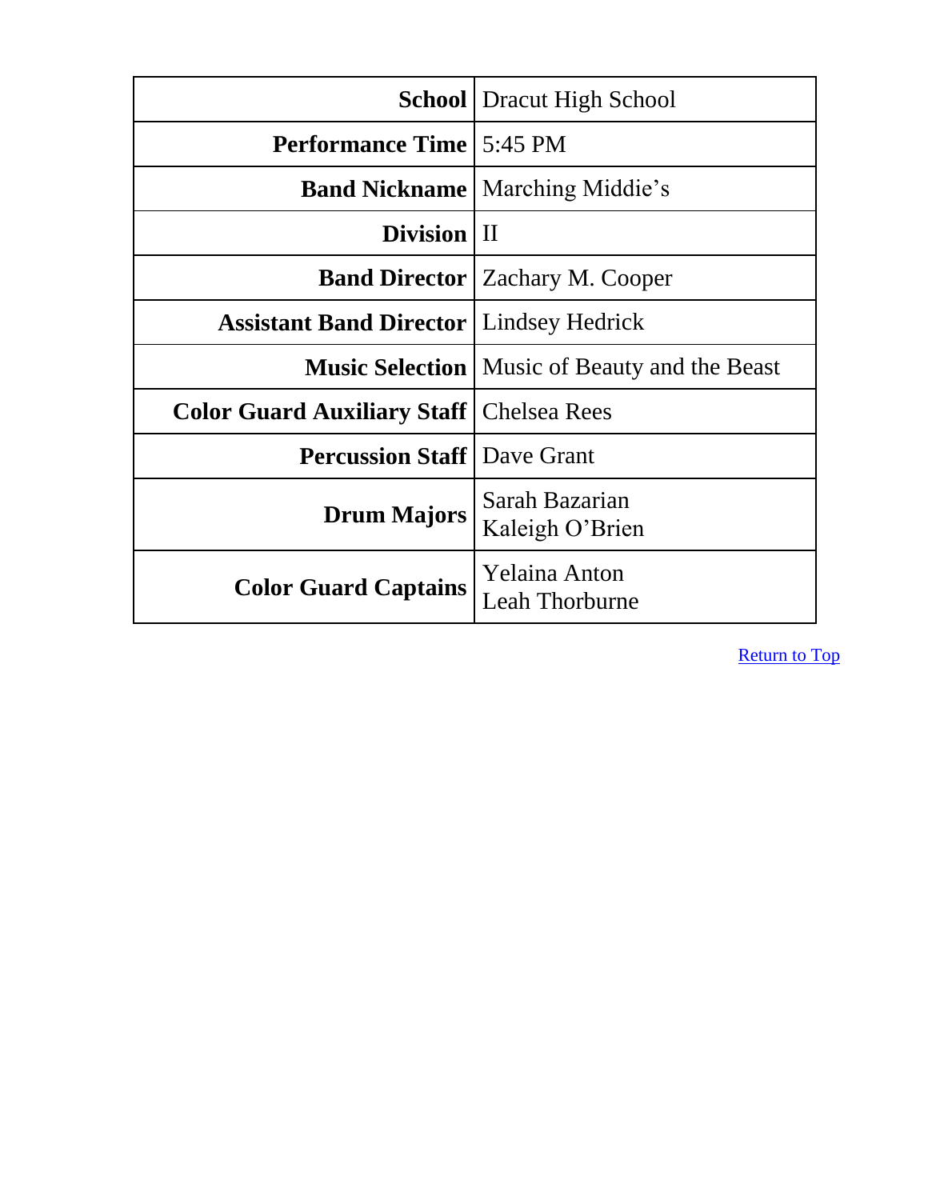| | |
|---|---|
| **School** | Dracut High School |
| **Performance Time** | 5:45 PM |
| **Band Nickname** | Marching Middie's |
| **Division** | II |
| **Band Director** | Zachary M. Cooper |
| **Assistant Band Director** | Lindsey Hedrick |
| **Music Selection** | Music of Beauty and the Beast |
| **Color Guard Auxiliary Staff** | Chelsea Rees |
| **Percussion Staff** | Dave Grant |
| **Drum Majors** | Sarah Bazarian<br>Kaleigh O'Brien |
| **Color Guard Captains** | Yelaina Anton<br>Leah Thorburne |

Return to Top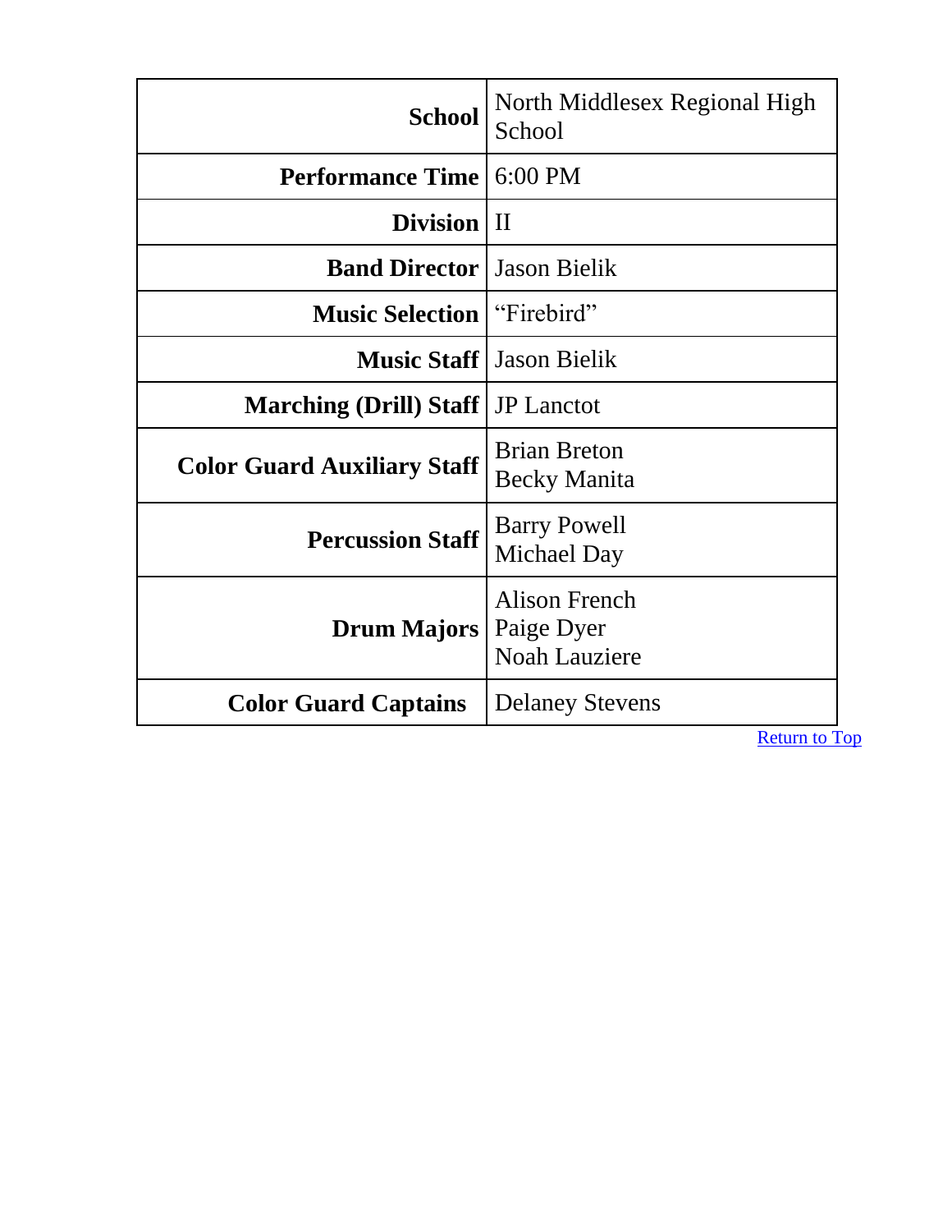| | |
|---|---|
| **School** | North Middlesex Regional High School |
| **Performance Time** | 6:00 PM |
| **Division** | II |
| **Band Director** | Jason Bielik |
| **Music Selection** | “Firebird” |
| **Music Staff** | Jason Bielik |
| **Marching (Drill) Staff** | JP Lanctot |
| **Color Guard Auxiliary Staff** | Brian Breton<br>Becky Manita |
| **Percussion Staff** | Barry Powell<br>Michael Day |
| **Drum Majors** | Alison French<br>Paige Dyer<br>Noah Lauziere |
| **Color Guard Captains** | Delaney Stevens |

Return to Top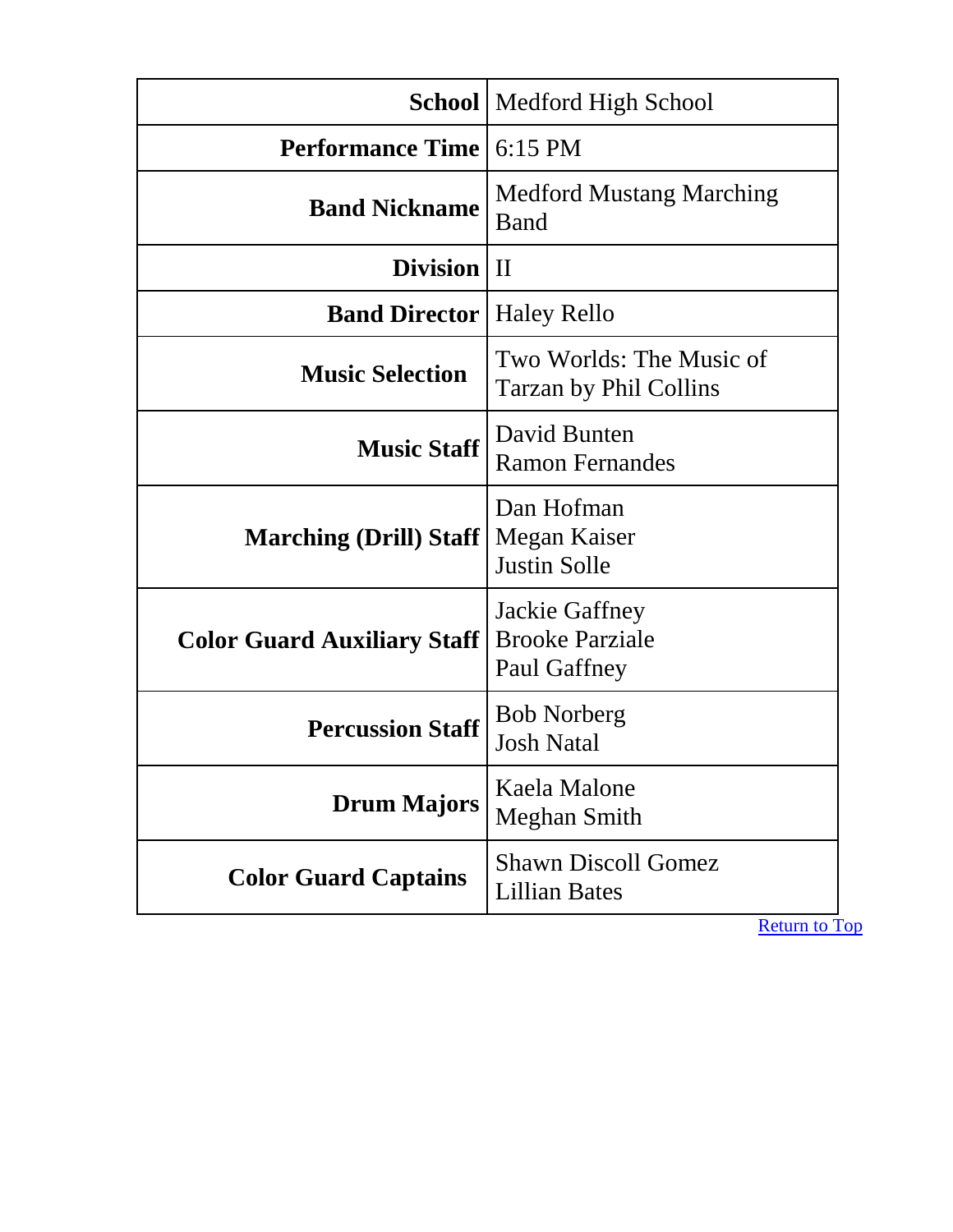| | |
|---|---|
| **School** | Medford High School |
| **Performance Time** | 6:15 PM |
| **Band Nickname** | Medford Mustang Marching Band |
| **Division** | II |
| **Band Director** | Haley Rello |
| **Music Selection** | Two Worlds: The Music of Tarzan by Phil Collins |
| **Music Staff** | David Bunten<br>Ramon Fernandes |
| **Marching (Drill) Staff** | Dan Hofman<br>Megan Kaiser<br>Justin Solle |
| **Color Guard Auxiliary Staff** | Jackie Gaffney<br>Brooke Parziale<br>Paul Gaffney |
| **Percussion Staff** | Bob Norberg<br>Josh Natal |
| **Drum Majors** | Kaela Malone<br>Meghan Smith |
| **Color Guard Captains** | Shawn Discoll Gomez<br>Lillian Bates |

Return to Top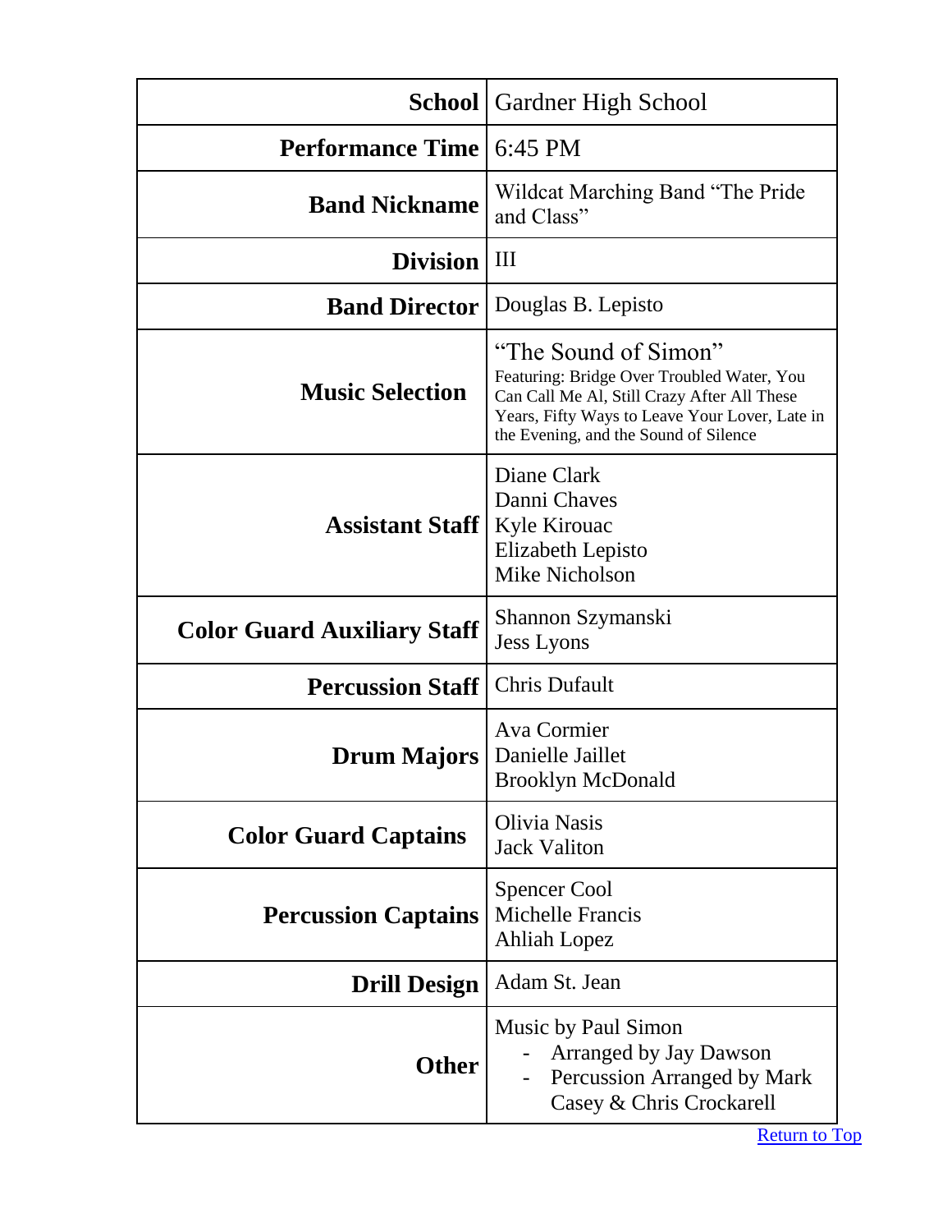| School | Gardner High School |
|---|---|
| Performance Time | 6:45 PM |
| Band Nickname | Wildcat Marching Band "The Pride and Class" |
| Division | III |
| Band Director | Douglas B. Lepisto |
| Music Selection | "The Sound of Simon"<br>Featuring: Bridge Over Troubled Water, You Can Call Me Al, Still Crazy After All These Years, Fifty Ways to Leave Your Lover, Late in the Evening, and the Sound of Silence |
| Assistant Staff | Diane Clark<br>Danni Chaves<br>Kyle Kirouac<br>Elizabeth Lepisto<br>Mike Nicholson |
| Color Guard Auxiliary Staff | Shannon Szymanski<br>Jess Lyons |
| Percussion Staff | Chris Dufault |
| Drum Majors | Ava Cormier<br>Danielle Jaillet<br>Brooklyn McDonald |
| Color Guard Captains | Olivia Nasis<br>Jack Valiton |
| Percussion Captains | Spencer Cool<br>Michelle Francis<br>Ahliah Lopez |
| Drill Design | Adam St. Jean |
| Other | Music by Paul Simon<br>- Arranged by Jay Dawson<br>- Percussion Arranged by Mark Casey & Chris Crockarell |

Return to Top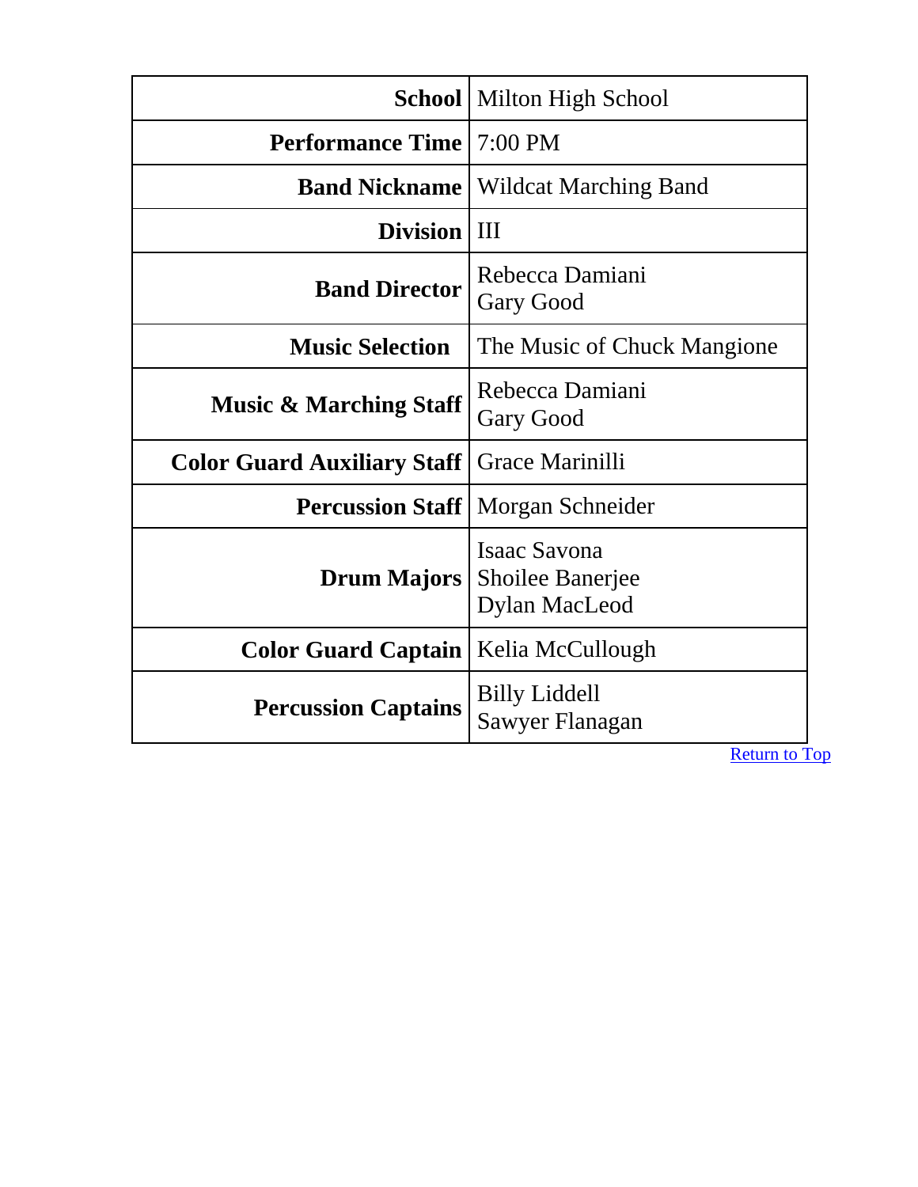| | |
|---|---|
| **School** | Milton High School |
| **Performance Time** | 7:00 PM |
| **Band Nickname** | Wildcat Marching Band |
| **Division** | III |
| **Band Director** | Rebecca Damiani<br>Gary Good |
| **Music Selection** | The Music of Chuck Mangione |
| **Music & Marching Staff** | Rebecca Damiani<br>Gary Good |
| **Color Guard Auxiliary Staff** | Grace Marinilli |
| **Percussion Staff** | Morgan Schneider |
| **Drum Majors** | Isaac Savona<br>Shoilee Banerjee<br>Dylan MacLeod |
| **Color Guard Captain** | Kelia McCullough |
| **Percussion Captains** | Billy Liddell<br>Sawyer Flanagan |

Return to Top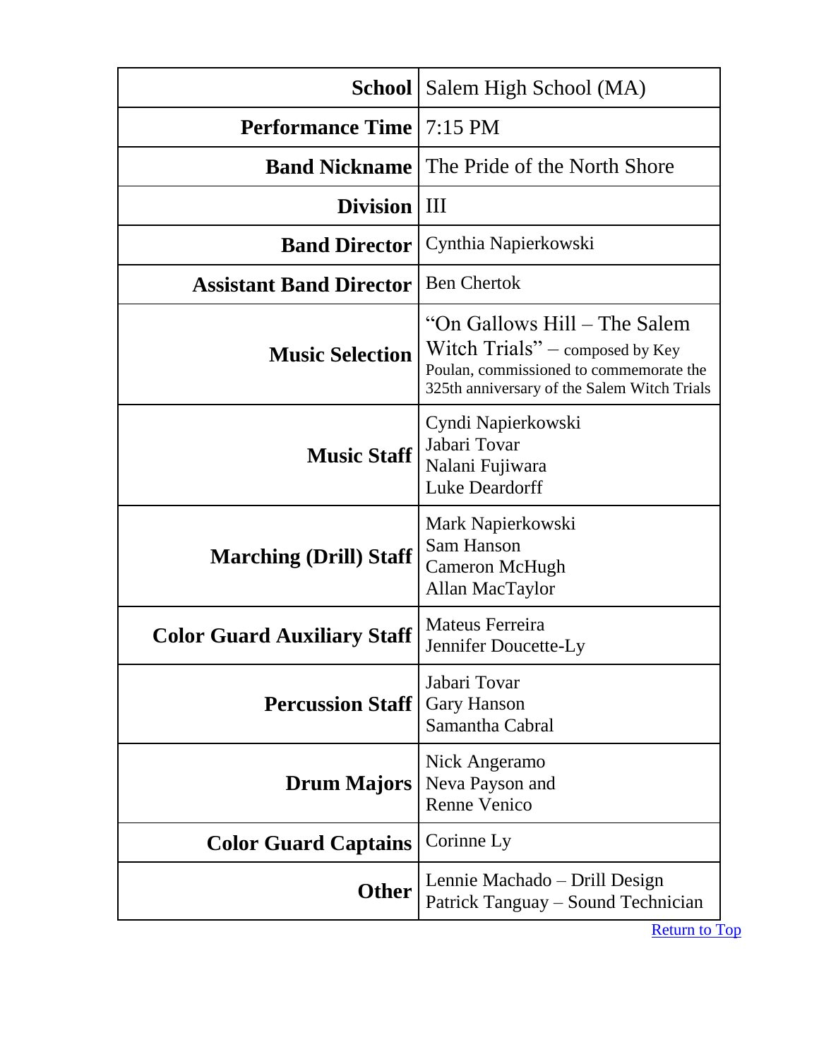| | |
|---|---|
| **School** | Salem High School (MA) |
| **Performance Time** | 7:15 PM |
| **Band Nickname** | The Pride of the North Shore |
| **Division** | III |
| **Band Director** | Cynthia Napierkowski |
| **Assistant Band Director** | Ben Chertok |
| **Music Selection** | "On Gallows Hill – The Salem Witch Trials" – composed by Key Poulan, commissioned to commemorate the 325th anniversary of the Salem Witch Trials |
| **Music Staff** | Cyndi Napierkowski<br>Jabari Tovar<br>Nalani Fujiwara<br>Luke Deardorff |
| **Marching (Drill) Staff** | Mark Napierkowski<br>Sam Hanson<br>Cameron McHugh<br>Allan MacTaylor |
| **Color Guard Auxiliary Staff** | Mateus Ferreira<br>Jennifer Doucette-Ly |
| **Percussion Staff** | Jabari Tovar<br>Gary Hanson<br>Samantha Cabral |
| **Drum Majors** | Nick Angeramo<br>Neva Payson and<br>Renne Venico |
| **Color Guard Captains** | Corinne Ly |
| **Other** | Lennie Machado – Drill Design<br>Patrick Tanguay – Sound Technician |

Return to Top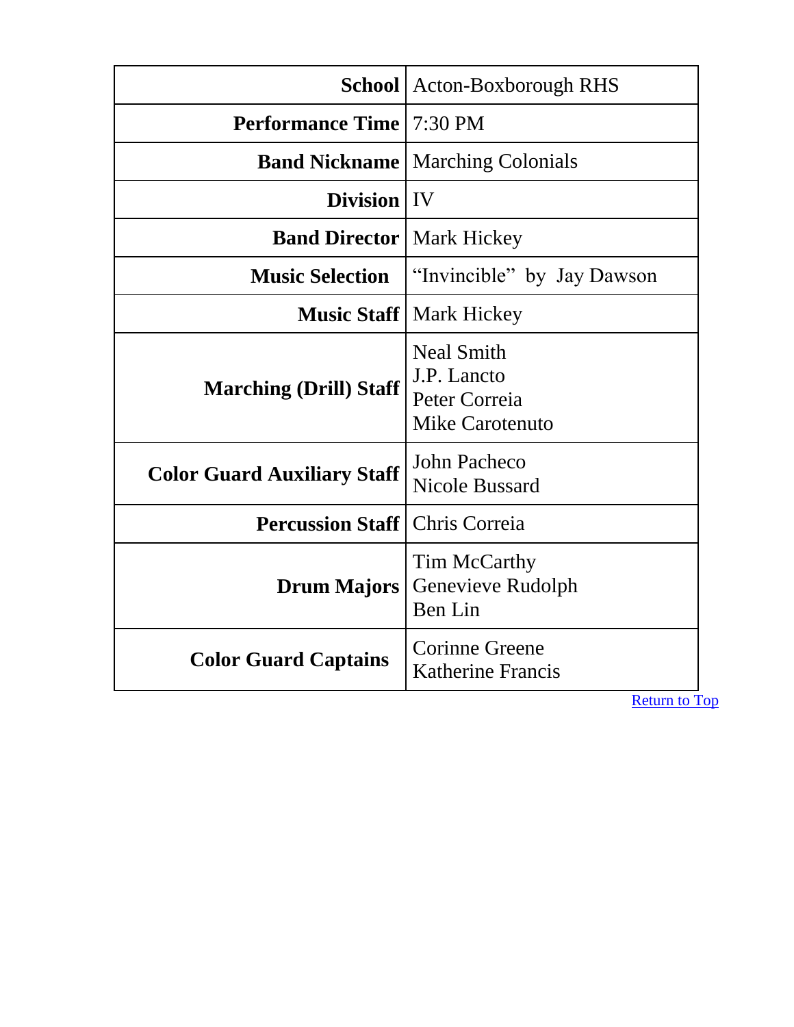| | |
|---|---|
| **School** | Acton-Boxborough RHS |
| **Performance Time** | 7:30 PM |
| **Band Nickname** | Marching Colonials |
| **Division** | IV |
| **Band Director** | Mark Hickey |
| **Music Selection** | “Invincible” by Jay Dawson |
| **Music Staff** | Mark Hickey |
| **Marching (Drill) Staff** | Neal Smith<br>J.P. Lancto<br>Peter Correia<br>Mike Carotenuto |
| **Color Guard Auxiliary Staff** | John Pacheco<br>Nicole Bussard |
| **Percussion Staff** | Chris Correia |
| **Drum Majors** | Tim McCarthy<br>Genevieve Rudolph<br>Ben Lin |
| **Color Guard Captains** | Corinne Greene<br>Katherine Francis |

Return to Top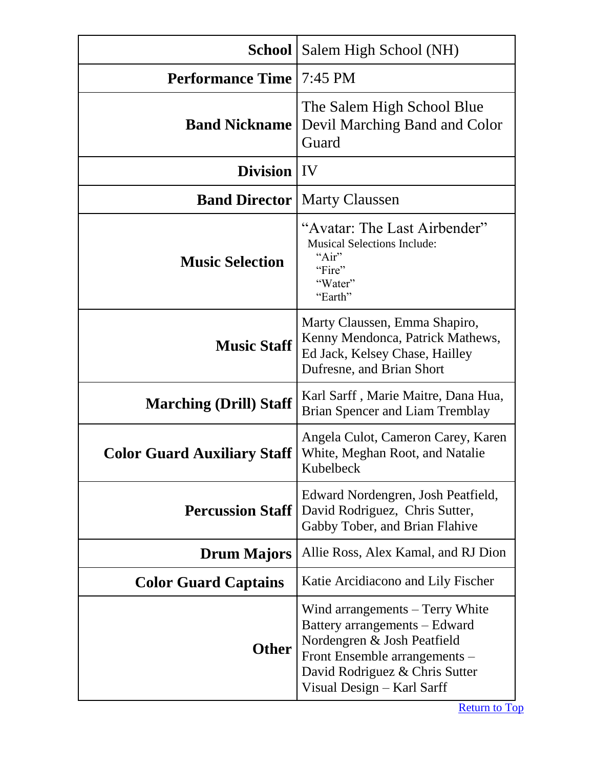| | |
|---|---|
| **School** | Salem High School (NH) |
| **Performance Time** | 7:45 PM |
| **Band Nickname** | The Salem High School Blue Devil Marching Band and Color Guard |
| **Division** | IV |
| **Band Director** | Marty Claussen |
| **Music Selection** | "Avatar: The Last Airbender"<br>Musical Selections Include:<br>"Air"<br>"Fire"<br>"Water"<br>"Earth" |
| **Music Staff** | Marty Claussen, Emma Shapiro, Kenny Mendonca, Patrick Mathews, Ed Jack, Kelsey Chase, Hailley Dufresne, and Brian Short |
| **Marching (Drill) Staff** | Karl Sarff , Marie Maitre, Dana Hua, Brian Spencer and Liam Tremblay |
| **Color Guard Auxiliary Staff** | Angela Culot, Cameron Carey, Karen White, Meghan Root, and Natalie Kubelbeck |
| **Percussion Staff** | Edward Nordengren, Josh Peatfield, David Rodriguez, Chris Sutter, Gabby Tober, and Brian Flahive |
| **Drum Majors** | Allie Ross, Alex Kamal, and RJ Dion |
| **Color Guard Captains** | Katie Arcidiacono and Lily Fischer |
| **Other** | Wind arrangements – Terry White<br>Battery arrangements – Edward Nordengren & Josh Peatfield<br>Front Ensemble arrangements – David Rodriguez & Chris Sutter<br>Visual Design – Karl Sarff |

Return to Top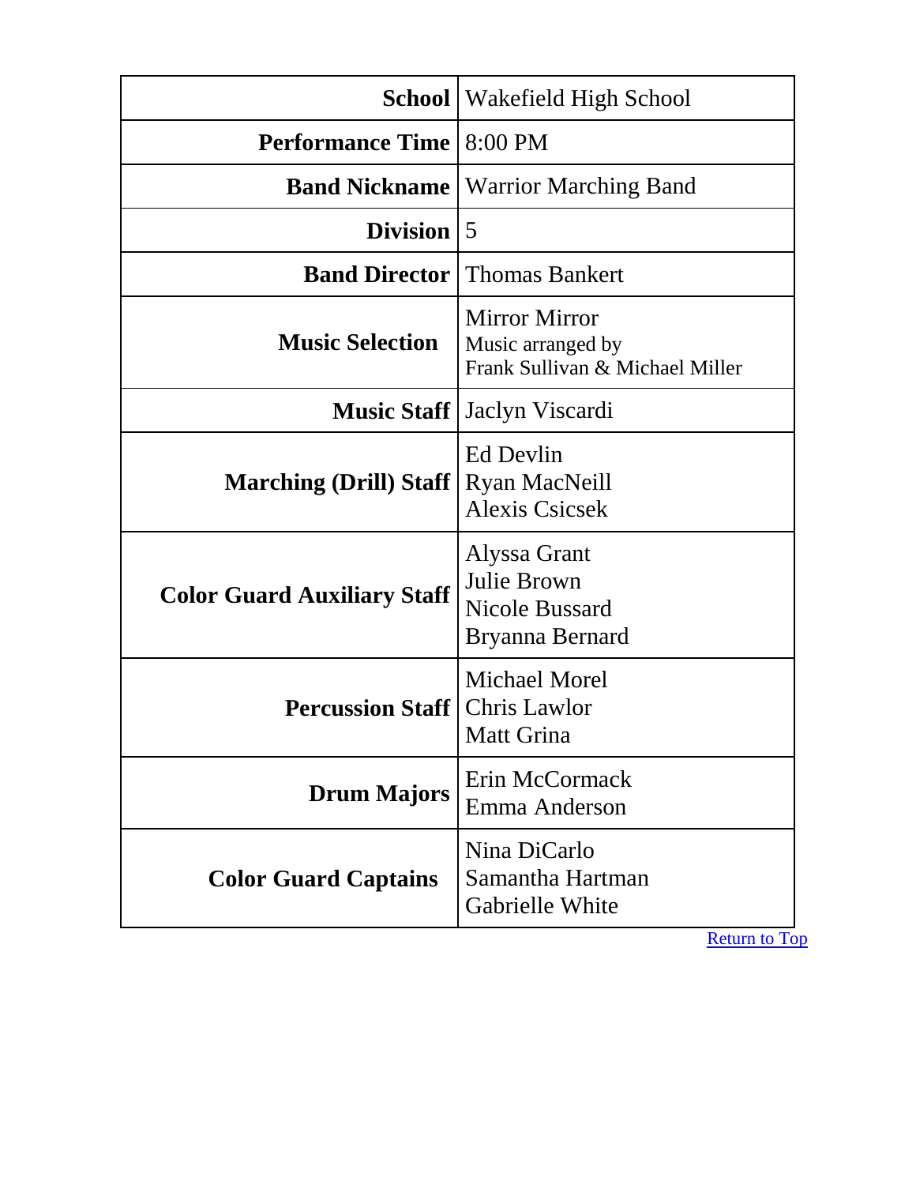| | |
|---|---|
| **School** | Wakefield High School |
| **Performance Time** | 8:00 PM |
| **Band Nickname** | Warrior Marching Band |
| **Division** | 5 |
| **Band Director** | Thomas Bankert |
| **Music Selection** | Mirror Mirror<br>Music arranged by<br>Frank Sullivan & Michael Miller |
| **Music Staff** | Jaclyn Viscardi |
| **Marching (Drill) Staff** | Ed Devlin<br>Ryan MacNeill<br>Alexis Csicsek |
| **Color Guard Auxiliary Staff** | Alyssa Grant<br>Julie Brown<br>Nicole Bussard<br>Bryanna Bernard |
| **Percussion Staff** | Michael Morel<br>Chris Lawlor<br>Matt Grina |
| **Drum Majors** | Erin McCormack<br>Emma Anderson |
| **Color Guard Captains** | Nina DiCarlo<br>Samantha Hartman<br>Gabrielle White |

Return to Top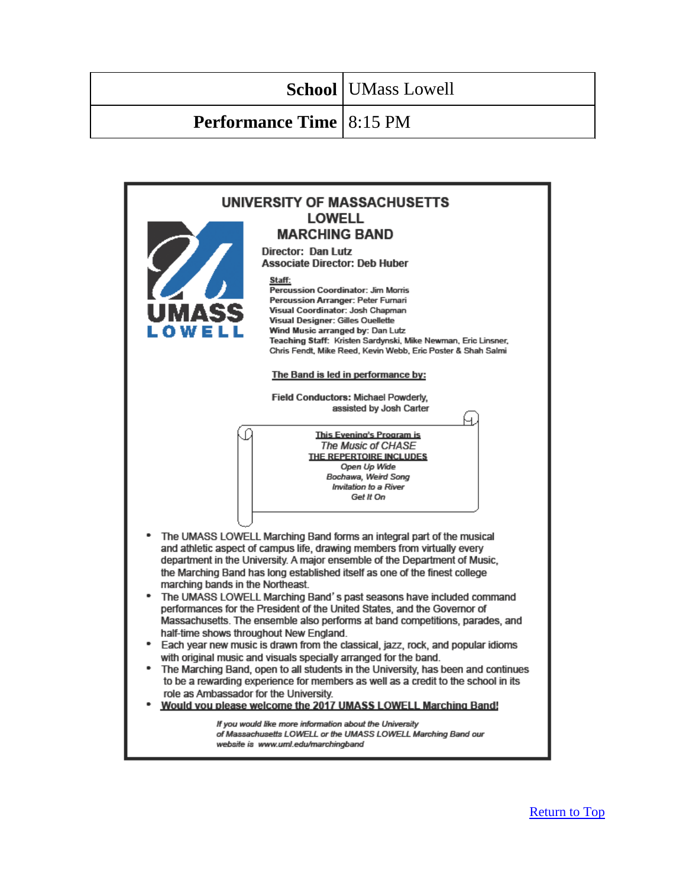| School | UMass Lowell |
|---|---|
| Performance Time | 8:15 PM |

# UNIVERSITY OF MASSACHUSETTS LOWELL MARCHING BAND

**Director: Dan Lutz**
**Associate Director: Deb Huber**

**Staff:**
**Percussion Coordinator:** Jim Morris
**Percussion Arranger:** Peter Fumari
**Visual Coordinator:** Josh Chapman
**Visual Designer:** Gilles Ouellette
**Wind Music arranged by:** Dan Lutz
**Teaching Staff:** Kristen Sardynski, Mike Newman, Eric Linsner, Chris Fendt, Mike Reed, Kevin Webb, Eric Poster & Shah Salmi

**The Band is led in performance by:**

**Field Conductors:** Michael Powderly, assisted by Josh Carter

**This Evening's Program is**
*The Music of CHASE*
**THE REPERTOIRE INCLUDES**
*Open Up Wide*
*Bochawa, Weird Song*
*Invitation to a River*
*Get It On*

- The UMASS LOWELL Marching Band forms an integral part of the musical and athletic aspect of campus life, drawing members from virtually every department in the University. A major ensemble of the Department of Music, the Marching Band has long established itself as one of the finest college marching bands in the Northeast.
- The UMASS LOWELL Marching Band's past seasons have included command performances for the President of the United States, and the Governor of Massachusetts. The ensemble also performs at band competitions, parades, and half-time shows throughout New England.
- Each year new music is drawn from the classical, jazz, rock, and popular idioms with original music and visuals specially arranged for the band.
- The Marching Band, open to all students in the University, has been and continues to be a rewarding experience for members as well as a credit to the school in its role as Ambassador for the University.
- **Would you please welcome the 2017 UMASS LOWELL Marching Band!**

*If you would like more information about the University of Massachusetts LOWELL or the UMASS LOWELL Marching Band our website is www.uml.edu/marchingband*

Return to Top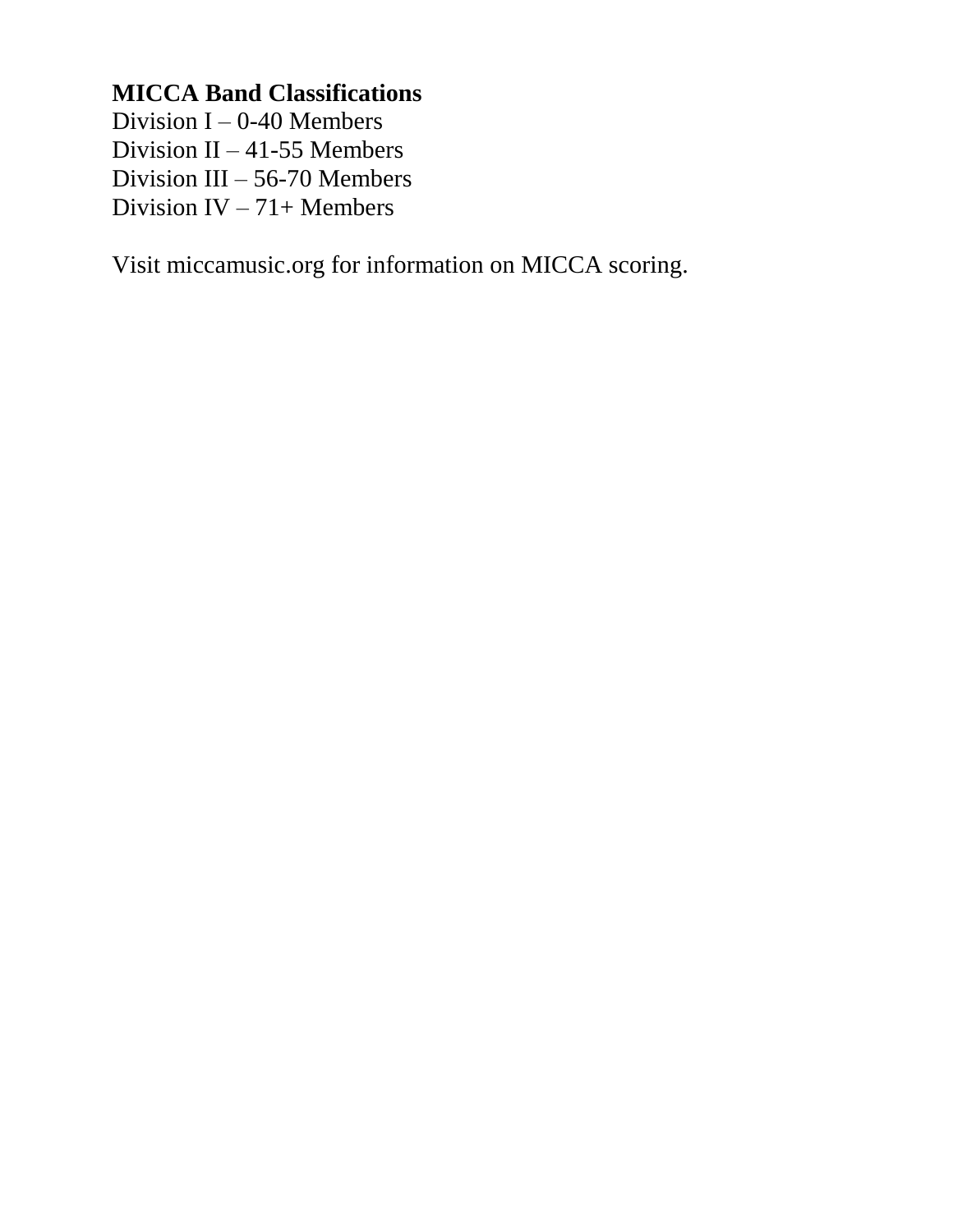**MICCA Band Classifications**
Division I – 0-40 Members
Division II – 41-55 Members
Division III – 56-70 Members
Division IV – 71+ Members

Visit miccamusic.org for information on MICCA scoring.